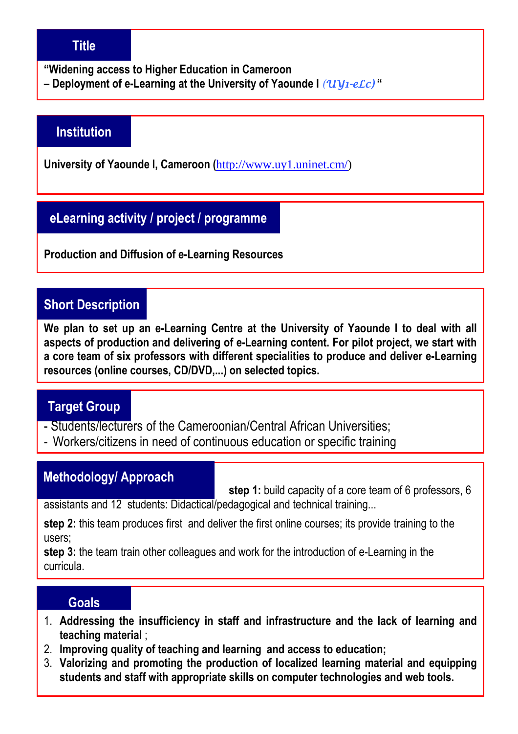## Title

**“Widening access to Higher Education in Cameroon**
**– Deployment of e-Learning at the University of Yaounde I** *(UY1-eLc)* **“**

## Institution

**University of Yaounde I, Cameroon (**http://www.uy1.uninet.cm/)

## eLearning activity / project / programme

**Production and Diffusion of e-Learning Resources**

## Short Description

**We plan to set up an e-Learning Centre at the University of Yaounde I to deal with all aspects of production and delivering of e-Learning content. For pilot project, we start with a core team of six professors with different specialities to produce and deliver e-Learning resources (online courses, CD/DVD,...) on selected topics.**

## Target Group

- Students/lecturers of the Cameroonian/Central African Universities;
- Workers/citizens in need of continuous education or specific training

## Methodology/ Approach

**step 1:** build capacity of a core team of 6 professors, 6 assistants and 12 students: Didactical/pedagogical and technical training...

**step 2:** this team produces first and deliver the first online courses; its provide training to the users;

**step 3:** the team train other colleagues and work for the introduction of e-Learning in the curricula.

## Goals

1. **Addressing the insufficiency in staff and infrastructure and the lack of learning and teaching material** ;
2. **Improving quality of teaching and learning and access to education;**
3. **Valorizing and promoting the production of localized learning material and equipping students and staff with appropriate skills on computer technologies and web tools.**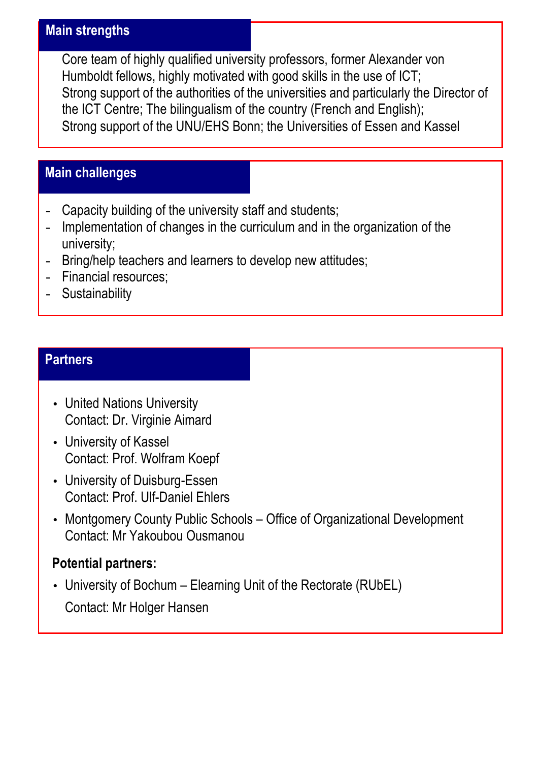## Main strengths

Core team of highly qualified university professors, former Alexander von Humboldt fellows, highly motivated with good skills in the use of ICT;
Strong support of the authorities of the universities and particularly the Director of the ICT Centre; The bilingualism of the country (French and English);
Strong support of the UNU/EHS Bonn; the Universities of Essen and Kassel

## Main challenges

- Capacity building of the university staff and students;
- Implementation of changes in the curriculum and in the organization of the university;
- Bring/help teachers and learners to develop new attitudes;
- Financial resources;
- Sustainability

## Partners

- United Nations University
  Contact: Dr. Virginie Aimard
- University of Kassel
  Contact: Prof. Wolfram Koepf
- University of Duisburg-Essen
  Contact: Prof. Ulf-Daniel Ehlers
- Montgomery County Public Schools – Office of Organizational Development
  Contact: Mr Yakoubou Ousmanou

**Potential partners:**

- University of Bochum – Elearning Unit of the Rectorate (RUbEL)
  Contact: Mr Holger Hansen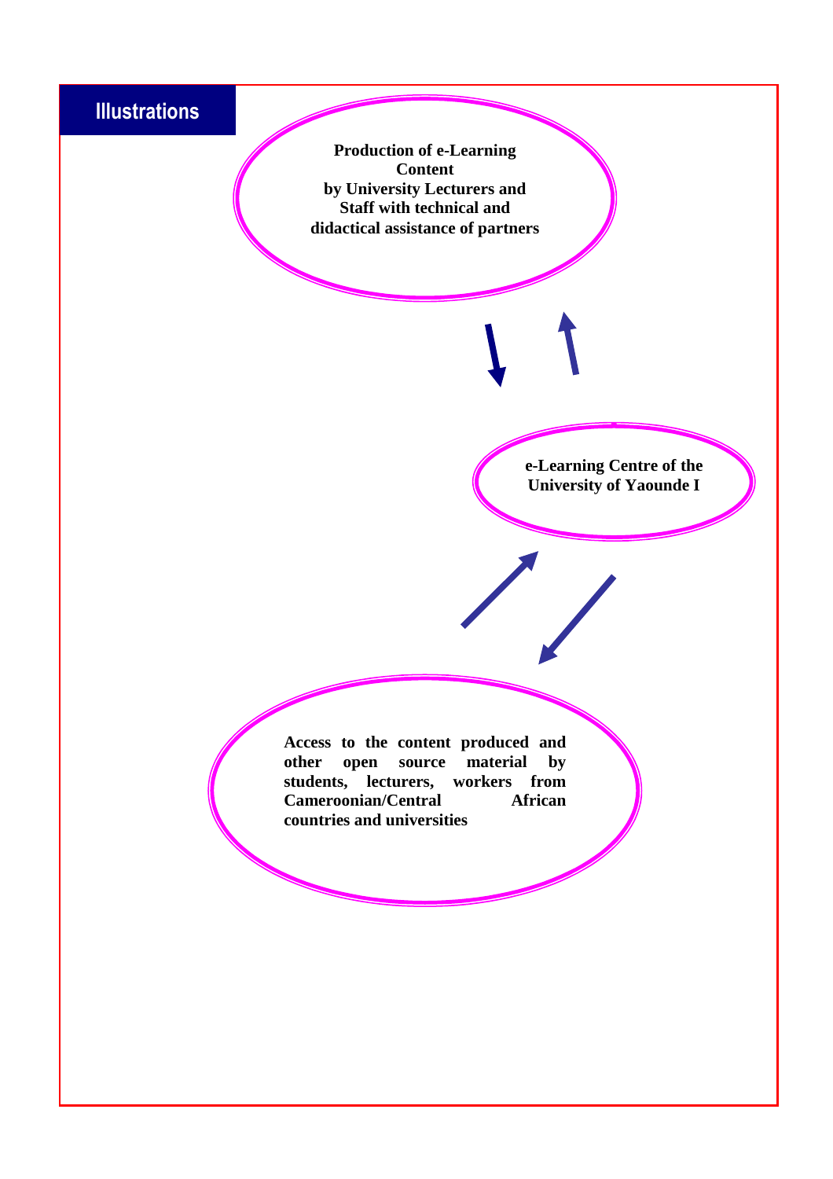## Illustrations

**Production of e-Learning Content by University Lecturers and Staff with technical and didactical assistance of partners**

**e-Learning Centre of the University of Yaounde I**

**Access to the content produced and other open source material by students, lecturers, workers from Cameroonian/Central African countries and universities**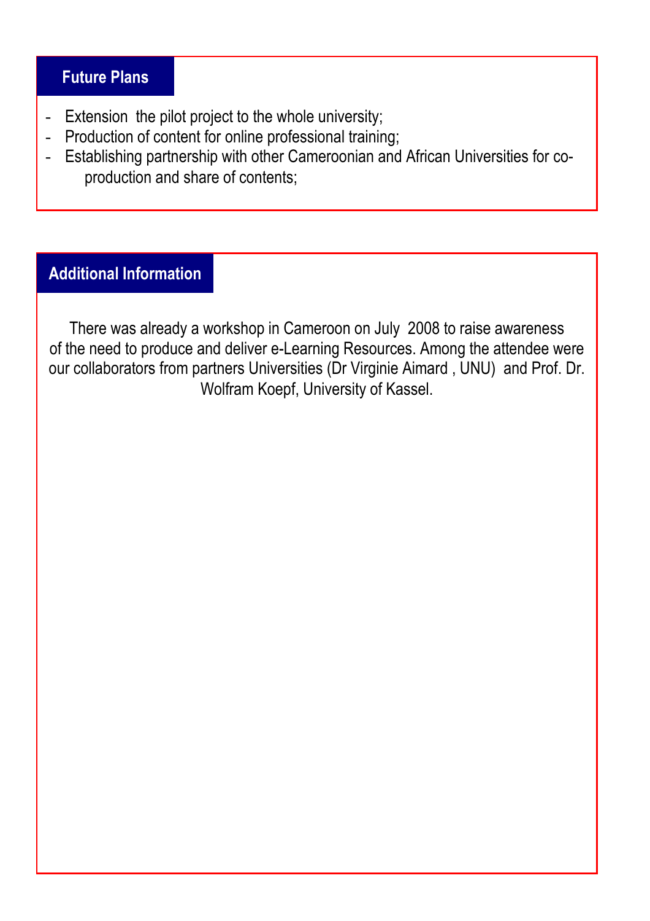## Future Plans

- Extension  the pilot project to the whole university;
- Production of content for online professional training;
- Establishing partnership with other Cameroonian and African Universities for co-production and share of contents;

## Additional Information

There was already a workshop in Cameroon on July  2008 to raise awareness of the need to produce and deliver e-Learning Resources. Among the attendee were our collaborators from partners Universities (Dr Virginie Aimard , UNU)  and Prof. Dr. Wolfram Koepf, University of Kassel.